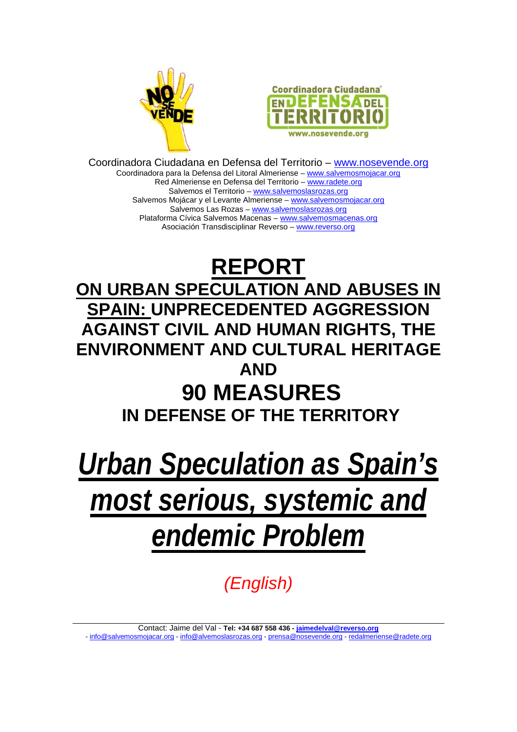Coordinadora Ciudadana en Defensa del Territorio – www.nosevende.org
Coordinadora para la Defensa del Litoral Almeriense – www.salvemosmojacar.org
Red Almeriense en Defensa del Territorio – www.radete.org
Salvemos el Territorio – www.salvemoslasrozas.org
Salvemos Mojácar y el Levante Almeriense – www.salvemosmojacar.org
Salvemos Las Rozas – www.salvemoslasrozas.org
Plataforma Cívica Salvemos Macenas – www.salvemosmacenas.org
Asociación Transdisciplinar Reverso – www.reverso.org

# REPORT

## ON URBAN SPECULATION AND ABUSES IN SPAIN: UNPRECEDENTED AGGRESSION AGAINST CIVIL AND HUMAN RIGHTS, THE ENVIRONMENT AND CULTURAL HERITAGE AND

# 90 MEASURES

## IN DEFENSE OF THE TERRITORY

# *Urban Speculation as Spain's most serious, systemic and endemic Problem*

*(English)*

Contact: Jaime del Val - **Tel: +34 687 558 436 - jaimedelval@reverso.org**
- info@salvemosmojacar.org - info@alvemoslasrozas.org - prensa@nosevende.org - redalmeriense@radete.org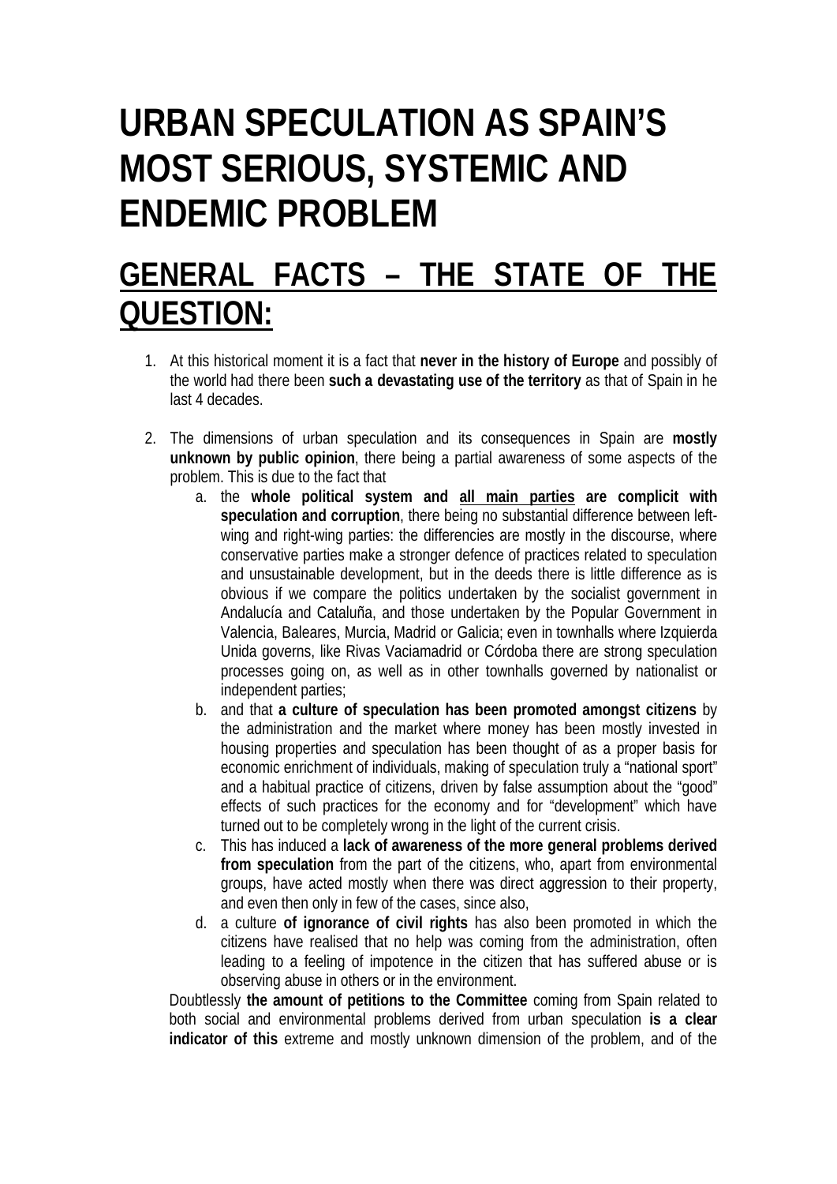# URBAN SPECULATION AS SPAIN'S MOST SERIOUS, SYSTEMIC AND ENDEMIC PROBLEM

## GENERAL FACTS – THE STATE OF THE QUESTION:

1. At this historical moment it is a fact that **never in the history of Europe** and possibly of the world had there been **such a devastating use of the territory** as that of Spain in he last 4 decades.

2. The dimensions of urban speculation and its consequences in Spain are **mostly unknown by public opinion**, there being a partial awareness of some aspects of the problem. This is due to the fact that
   a. the **whole political system and <u>all main parties</u> are complicit with speculation and corruption**, there being no substantial difference between left-wing and right-wing parties: the differencies are mostly in the discourse, where conservative parties make a stronger defence of practices related to speculation and unsustainable development, but in the deeds there is little difference as is obvious if we compare the politics undertaken by the socialist government in Andalucía and Cataluña, and those undertaken by the Popular Government in Valencia, Baleares, Murcia, Madrid or Galicia; even in townhalls where Izquierda Unida governs, like Rivas Vaciamadrid or Córdoba there are strong speculation processes going on, as well as in other townhalls governed by nationalist or independent parties;
   b. and that **a culture of speculation has been promoted amongst citizens** by the administration and the market where money has been mostly invested in housing properties and speculation has been thought of as a proper basis for economic enrichment of individuals, making of speculation truly a "national sport" and a habitual practice of citizens, driven by false assumption about the "good" effects of such practices for the economy and for "development" which have turned out to be completely wrong in the light of the current crisis.
   c. This has induced a **lack of awareness of the more general problems derived from speculation** from the part of the citizens, who, apart from environmental groups, have acted mostly when there was direct aggression to their property, and even then only in few of the cases, since also,
   d. a culture **of ignorance of civil rights** has also been promoted in which the citizens have realised that no help was coming from the administration, often leading to a feeling of impotence in the citizen that has suffered abuse or is observing abuse in others or in the environment.

   Doubtlessly **the amount of petitions to the Committee** coming from Spain related to both social and environmental problems derived from urban speculation **is a clear indicator of this** extreme and mostly unknown dimension of the problem, and of the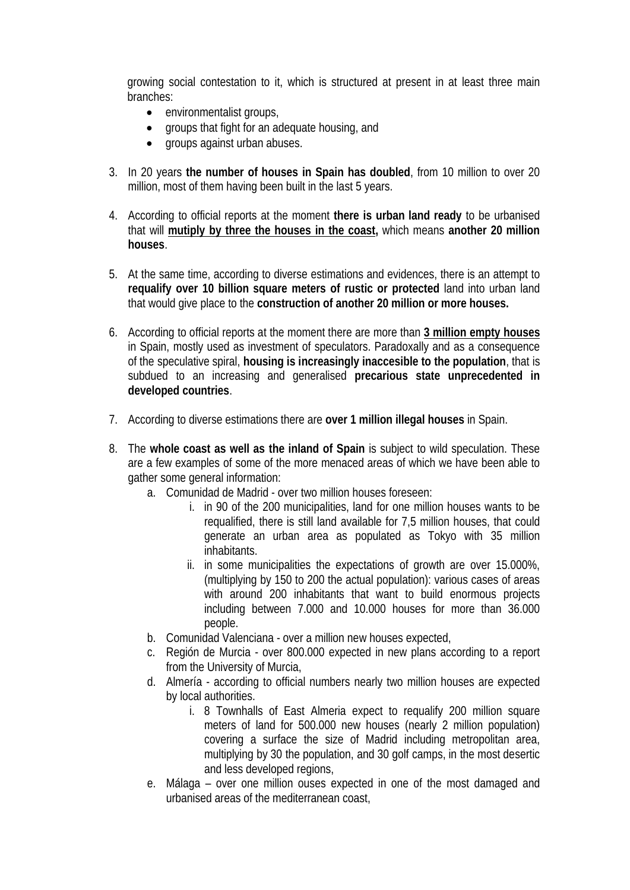growing social contestation to it, which is structured at present in at least three main branches:

- environmentalist groups,
- groups that fight for an adequate housing, and
- groups against urban abuses.

3. In 20 years **the number of houses in Spain has doubled**, from 10 million to over 20 million, most of them having been built in the last 5 years.

4. According to official reports at the moment **there is urban land ready** to be urbanised that will **<u>mutiply by three the houses in the coast,</u>** which means **another 20 million houses**.

5. At the same time, according to diverse estimations and evidences, there is an attempt to **requalify over 10 billion square meters of rustic or protected** land into urban land that would give place to the **construction of another 20 million or more houses.**

6. According to official reports at the moment there are more than **<u>3 million empty houses</u>** in Spain, mostly used as investment of speculators. Paradoxally and as a consequence of the speculative spiral, **housing is increasingly inaccesible to the population**, that is subdued to an increasing and generalised **precarious state unprecedented in developed countries**.

7. According to diverse estimations there are **over 1 million illegal houses** in Spain.

8. The **whole coast as well as the inland of Spain** is subject to wild speculation. These are a few examples of some of the more menaced areas of which we have been able to gather some general information:
   a. Comunidad de Madrid - over two million houses foreseen:
      i. in 90 of the 200 municipalities, land for one million houses wants to be requalified, there is still land available for 7,5 million houses, that could generate an urban area as populated as Tokyo with 35 million inhabitants.
      ii. in some municipalities the expectations of growth are over 15.000%, (multiplying by 150 to 200 the actual population): various cases of areas with around 200 inhabitants that want to build enormous projects including between 7.000 and 10.000 houses for more than 36.000 people.
   b. Comunidad Valenciana - over a million new houses expected,
   c. Región de Murcia - over 800.000 expected in new plans according to a report from the University of Murcia,
   d. Almería - according to official numbers nearly two million houses are expected by local authorities.
      i. 8 Townhalls of East Almeria expect to requalify 200 million square meters of land for 500.000 new houses (nearly 2 million population) covering a surface the size of Madrid including metropolitan area, multiplying by 30 the population, and 30 golf camps, in the most desertic and less developed regions,
   e. Málaga – over one million ouses expected in one of the most damaged and urbanised areas of the mediterranean coast,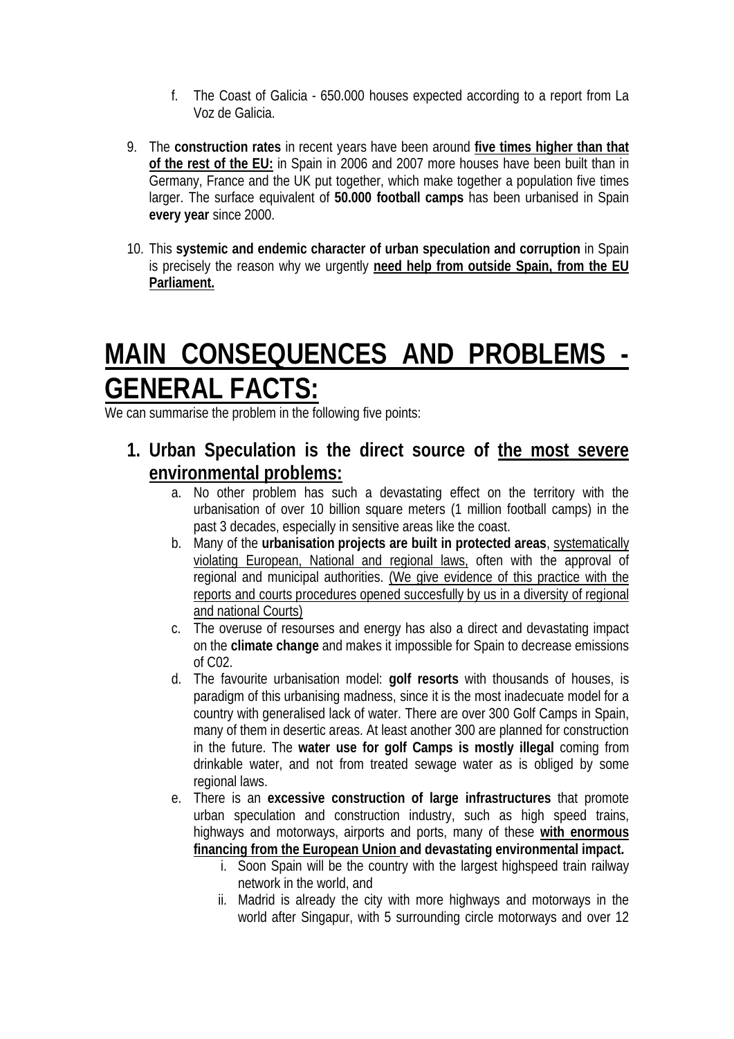f. The Coast of Galicia - 650.000 houses expected according to a report from La Voz de Galicia.

9. The **construction rates** in recent years have been around **<u>five times higher than that of the rest of the EU:</u>** in Spain in 2006 and 2007 more houses have been built than in Germany, France and the UK put together, which make together a population five times larger. The surface equivalent of **50.000 football camps** has been urbanised in Spain **every year** since 2000.

10. This **systemic and endemic character of urban speculation and corruption** in Spain is precisely the reason why we urgently **<u>need help from outside Spain, from the EU Parliament.</u>**

# <u>MAIN CONSEQUENCES AND PROBLEMS - GENERAL FACTS:</u>

We can summarise the problem in the following five points:

### 1. Urban Speculation is the direct source of <u>the most severe environmental problems:</u>

   a. No other problem has such a devastating effect on the territory with the urbanisation of over 10 billion square meters (1 million football camps) in the past 3 decades, especially in sensitive areas like the coast.

   b. Many of the **urbanisation projects are built in protected areas**, <u>systematically violating European, National and regional laws,</u> often with the approval of regional and municipal authorities. <u>(We give evidence of this practice with the reports and courts procedures opened succesfully by us in a diversity of regional and national Courts)</u>

   c. The overuse of resourses and energy has also a direct and devastating impact on the **climate change** and makes it impossible for Spain to decrease emissions of C02.

   d. The favourite urbanisation model: **golf resorts** with thousands of houses, is paradigm of this urbanising madness, since it is the most inadecuate model for a country with generalised lack of water. There are over 300 Golf Camps in Spain, many of them in desertic areas. At least another 300 are planned for construction in the future. The **water use for golf Camps is mostly illegal** coming from drinkable water, and not from treated sewage water as is obliged by some regional laws.

   e. There is an **excessive construction of large infrastructures** that promote urban speculation and construction industry, such as high speed trains, highways and motorways, airports and ports, many of these **<u>with enormous financing from the European Union</u> and devastating environmental impact.**

      i. Soon Spain will be the country with the largest highspeed train railway network in the world, and

      ii. Madrid is already the city with more highways and motorways in the world after Singapur, with 5 surrounding circle motorways and over 12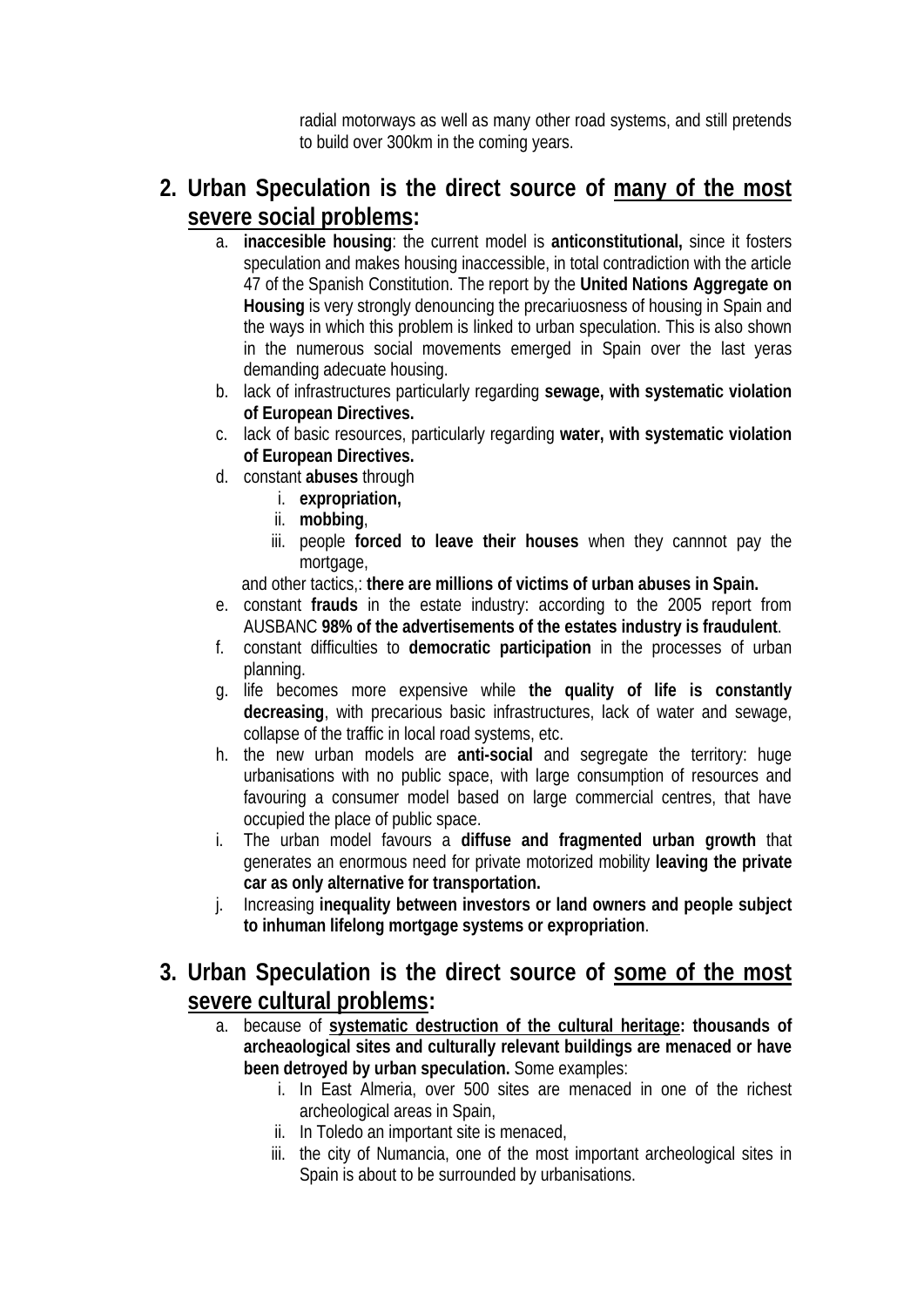radial motorways as well as many other road systems, and still pretends to build over 300km in the coming years.

2. **Urban Speculation is the direct source of <u>many of the most severe social problems</u>:**
   a. **inaccesible housing**: the current model is **anticonstitutional,** since it fosters speculation and makes housing inaccessible, in total contradiction with the article 47 of the Spanish Constitution. The report by the **United Nations Aggregate on Housing** is very strongly denouncing the precariuosness of housing in Spain and the ways in which this problem is linked to urban speculation. This is also shown in the numerous social movements emerged in Spain over the last yeras demanding adecuate housing.
   b. lack of infrastructures particularly regarding **sewage, with systematic violation of European Directives.**
   c. lack of basic resources, particularly regarding **water, with systematic violation of European Directives.**
   d. constant **abuses** through
      i. **expropriation,**
      ii. **mobbing**,
      iii. people **forced to leave their houses** when they cannnot pay the mortgage,

      and other tactics,: **there are millions of victims of urban abuses in Spain.**
   e. constant **frauds** in the estate industry: according to the 2005 report from AUSBANC **98% of the advertisements of the estates industry is fraudulent**.
   f. constant difficulties to **democratic participation** in the processes of urban planning.
   g. life becomes more expensive while **the quality of life is constantly decreasing**, with precarious basic infrastructures, lack of water and sewage, collapse of the traffic in local road systems, etc.
   h. the new urban models are **anti-social** and segregate the territory: huge urbanisations with no public space, with large consumption of resources and favouring a consumer model based on large commercial centres, that have occupied the place of public space.
   i. The urban model favours a **diffuse and fragmented urban growth** that generates an enormous need for private motorized mobility **leaving the private car as only alternative for transportation.**
   j. Increasing **inequality between investors or land owners and people subject to inhuman lifelong mortgage systems or expropriation**.

3. **Urban Speculation is the direct source of <u>some of the most severe cultural problems</u>:**
   a. because of **<u>systematic destruction of the cultural heritage</u>: thousands of archeaological sites and culturally relevant buildings are menaced or have been detroyed by urban speculation.** Some examples:
      i. In East Almeria, over 500 sites are menaced in one of the richest archeological areas in Spain,
      ii. In Toledo an important site is menaced,
      iii. the city of Numancia, one of the most important archeological sites in Spain is about to be surrounded by urbanisations.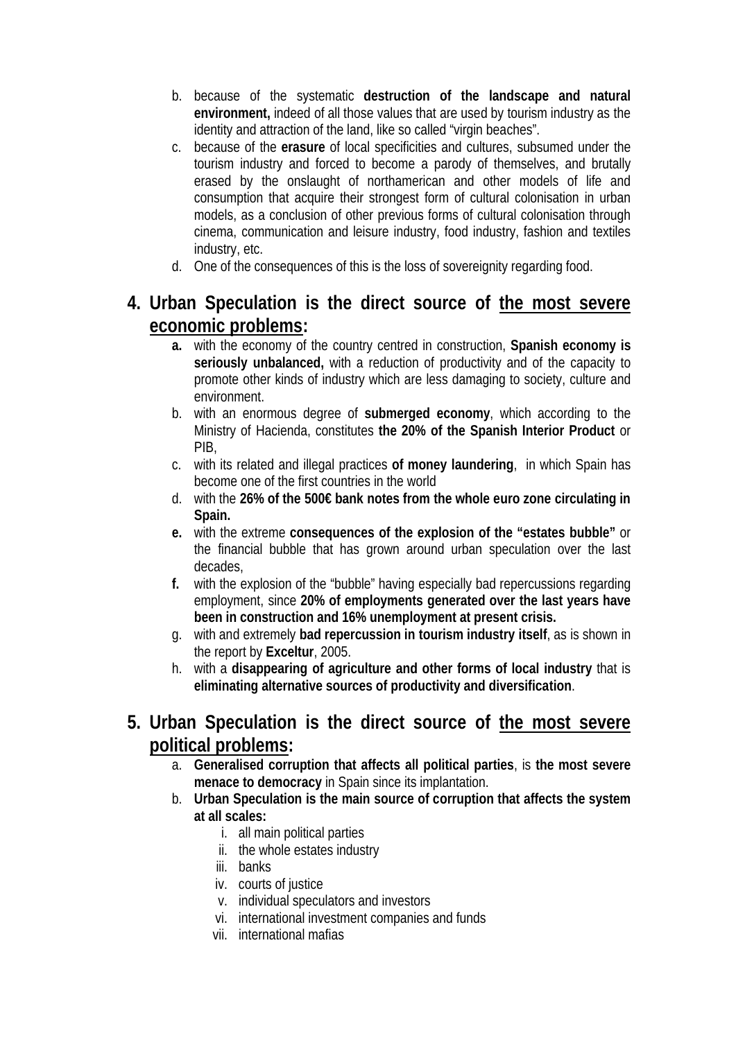b. because of the systematic **destruction of the landscape and natural environment,** indeed of all those values that are used by tourism industry as the identity and attraction of the land, like so called "virgin beaches".
c. because of the **erasure** of local specificities and cultures, subsumed under the tourism industry and forced to become a parody of themselves, and brutally erased by the onslaught of northamerican and other models of life and consumption that acquire their strongest form of cultural colonisation in urban models, as a conclusion of other previous forms of cultural colonisation through cinema, communication and leisure industry, food industry, fashion and textiles industry, etc.
d. One of the consequences of this is the loss of sovereignity regarding food.

## 4. Urban Speculation is the direct source of <u>the most severe economic problems</u>:

**a.** with the economy of the country centred in construction, **Spanish economy is seriously unbalanced,** with a reduction of productivity and of the capacity to promote other kinds of industry which are less damaging to society, culture and environment.
b. with an enormous degree of **submerged economy**, which according to the Ministry of Hacienda, constitutes **the 20% of the Spanish Interior Product** or PIB,
c. with its related and illegal practices **of money laundering**, in which Spain has become one of the first countries in the world
d. with the **26% of the 500€ bank notes from the whole euro zone circulating in Spain.**
**e.** with the extreme **consequences of the explosion of the "estates bubble"** or the financial bubble that has grown around urban speculation over the last decades,
**f.** with the explosion of the "bubble" having especially bad repercussions regarding employment, since **20% of employments generated over the last years have been in construction and 16% unemployment at present crisis.**
g. with and extremely **bad repercussion in tourism industry itself**, as is shown in the report by **Exceltur**, 2005.
h. with a **disappearing of agriculture and other forms of local industry** that is **eliminating alternative sources of productivity and diversification**.

## 5. Urban Speculation is the direct source of <u>the most severe political problems</u>:

a. **Generalised corruption that affects all political parties**, is **the most severe menace to democracy** in Spain since its implantation.
b. **Urban Speculation is the main source of corruption that affects the system at all scales:**
   i. all main political parties
   ii. the whole estates industry
   iii. banks
   iv. courts of justice
   v. individual speculators and investors
   vi. international investment companies and funds
   vii. international mafias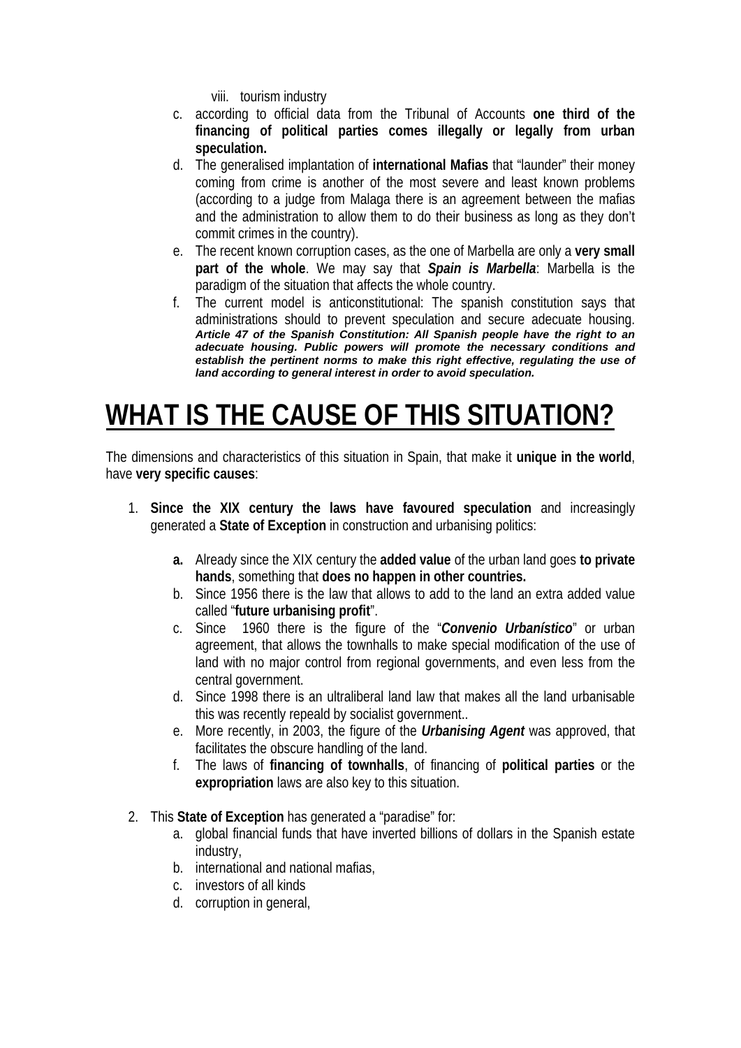viii. tourism industry

c. according to official data from the Tribunal of Accounts **one third of the financing of political parties comes illegally or legally from urban speculation.**

d. The generalised implantation of **international Mafias** that “launder” their money coming from crime is another of the most severe and least known problems (according to a judge from Malaga there is an agreement between the mafias and the administration to allow them to do their business as long as they don’t commit crimes in the country).

e. The recent known corruption cases, as the one of Marbella are only a **very small part of the whole**. We may say that ***Spain is Marbella***: Marbella is the paradigm of the situation that affects the whole country.

f. The current model is anticonstitutional: The spanish constitution says that administrations should to prevent speculation and secure adecuate housing. ***Article 47 of the Spanish Constitution: All Spanish people have the right to an adecuate housing. Public powers will promote the necessary conditions and establish the pertinent norms to make this right effective, regulating the use of land according to general interest in order to avoid speculation.***

# WHAT IS THE CAUSE OF THIS SITUATION?

The dimensions and characteristics of this situation in Spain, that make it **unique in the world**, have **very specific causes**:

1. **Since the XIX century the laws have favoured speculation** and increasingly generated a **State of Exception** in construction and urbanising politics:

   **a.** Already since the XIX century the **added value** of the urban land goes **to private hands**, something that **does no happen in other countries.**

   b. Since 1956 there is the law that allows to add to the land an extra added value called “**future urbanising profit**”.

   c. Since 1960 there is the figure of the “***Convenio Urbanístico***” or urban agreement, that allows the townhalls to make special modification of the use of land with no major control from regional governments, and even less from the central government.

   d. Since 1998 there is an ultraliberal land law that makes all the land urbanisable this was recently repeald by socialist government..

   e. More recently, in 2003, the figure of the ***Urbanising Agent*** was approved, that facilitates the obscure handling of the land.

   f. The laws of **financing of townhalls**, of financing of **political parties** or the **expropriation** laws are also key to this situation.

2. This **State of Exception** has generated a “paradise” for:

   a. global financial funds that have inverted billions of dollars in the Spanish estate industry,

   b. international and national mafias,

   c. investors of all kinds

   d. corruption in general,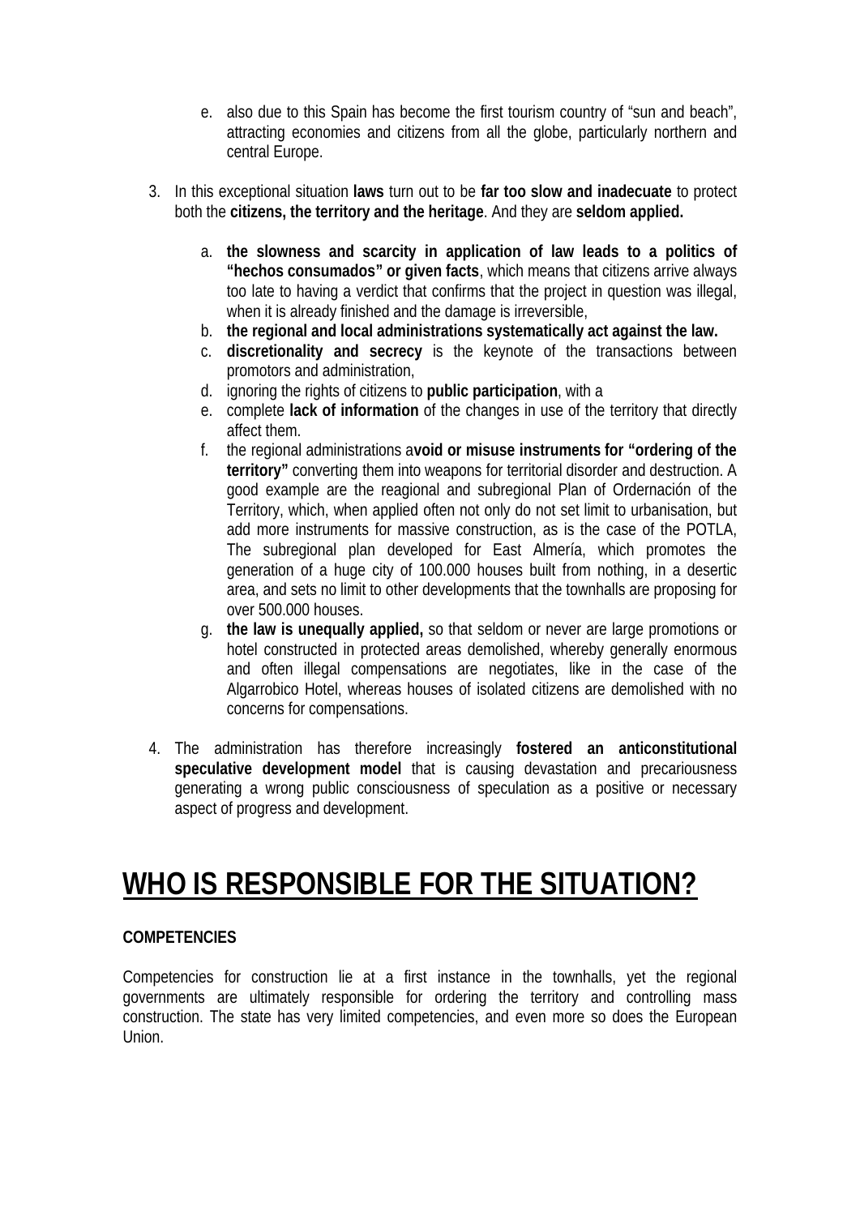e. also due to this Spain has become the first tourism country of "sun and beach", attracting economies and citizens from all the globe, particularly northern and central Europe.

3. In this exceptional situation **laws** turn out to be **far too slow and inadecuate** to protect both the **citizens, the territory and the heritage**. And they are **seldom applied.**

   a. **the slowness and scarcity in application of law leads to a politics of "hechos consumados" or given facts**, which means that citizens arrive always too late to having a verdict that confirms that the project in question was illegal, when it is already finished and the damage is irreversible,
   b. **the regional and local administrations systematically act against the law.**
   c. **discretionality and secrecy** is the keynote of the transactions between promotors and administration,
   d. ignoring the rights of citizens to **public participation**, with a
   e. complete **lack of information** of the changes in use of the territory that directly affect them.
   f. the regional administrations a**void or misuse instruments for "ordering of the territory"** converting them into weapons for territorial disorder and destruction. A good example are the reagional and subregional Plan of Ordernación of the Territory, which, when applied often not only do not set limit to urbanisation, but add more instruments for massive construction, as is the case of the POTLA, The subregional plan developed for East Almería, which promotes the generation of a huge city of 100.000 houses built from nothing, in a desertic area, and sets no limit to other developments that the townhalls are proposing for over 500.000 houses.
   g. **the law is unequally applied,** so that seldom or never are large promotions or hotel constructed in protected areas demolished, whereby generally enormous and often illegal compensations are negotiates, like in the case of the Algarrobico Hotel, whereas houses of isolated citizens are demolished with no concerns for compensations.

4. The administration has therefore increasingly **fostered an anticonstitutional speculative development model** that is causing devastation and precariousness generating a wrong public consciousness of speculation as a positive or necessary aspect of progress and development.

# WHO IS RESPONSIBLE FOR THE SITUATION?

**COMPETENCIES**

Competencies for construction lie at a first instance in the townhalls, yet the regional governments are ultimately responsible for ordering the territory and controlling mass construction. The state has very limited competencies, and even more so does the European Union.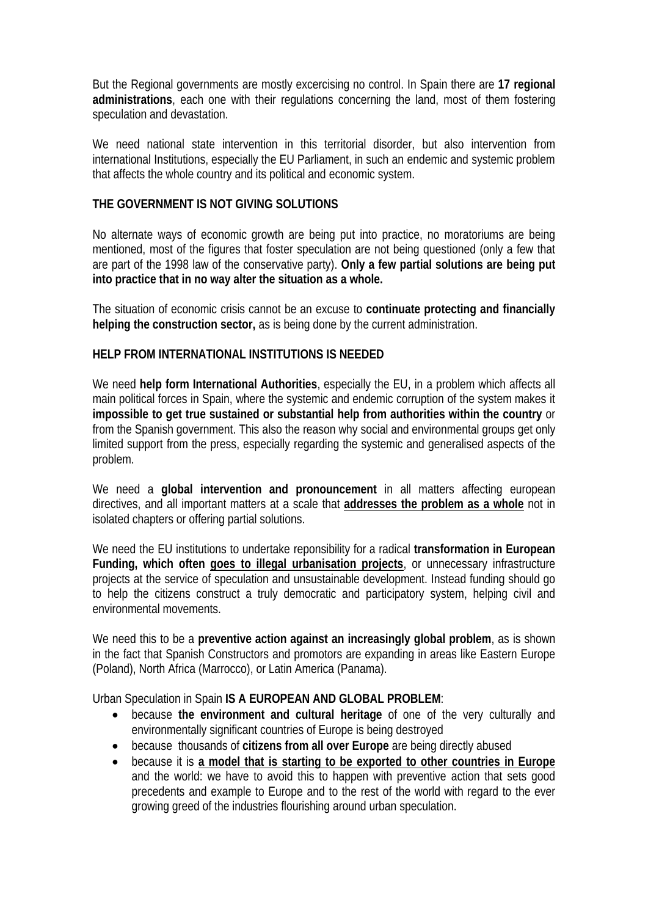But the Regional governments are mostly excercising no control. In Spain there are **17 regional administrations**, each one with their regulations concerning the land, most of them fostering speculation and devastation.

We need national state intervention in this territorial disorder, but also intervention from international Institutions, especially the EU Parliament, in such an endemic and systemic problem that affects the whole country and its political and economic system.

**THE GOVERNMENT IS NOT GIVING SOLUTIONS**

No alternate ways of economic growth are being put into practice, no moratoriums are being mentioned, most of the figures that foster speculation are not being questioned (only a few that are part of the 1998 law of the conservative party). **Only a few partial solutions are being put into practice that in no way alter the situation as a whole.**

The situation of economic crisis cannot be an excuse to **continuate protecting and financially helping the construction sector,** as is being done by the current administration.

**HELP FROM INTERNATIONAL INSTITUTIONS IS NEEDED**

We need **help form International Authorities**, especially the EU, in a problem which affects all main political forces in Spain, where the systemic and endemic corruption of the system makes it **impossible to get true sustained or substantial help from authorities within the country** or from the Spanish government. This also the reason why social and environmental groups get only limited support from the press, especially regarding the systemic and generalised aspects of the problem.

We need a **global intervention and pronouncement** in all matters affecting european directives, and all important matters at a scale that **<u>addresses the problem as a whole</u>** not in isolated chapters or offering partial solutions.

We need the EU institutions to undertake reponsibility for a radical **transformation in European Funding, which often <u>goes to illegal urbanisation projects</u>**, or unnecessary infrastructure projects at the service of speculation and unsustainable development. Instead funding should go to help the citizens construct a truly democratic and participatory system, helping civil and environmental movements.

We need this to be a **preventive action against an increasingly global problem**, as is shown in the fact that Spanish Constructors and promotors are expanding in areas like Eastern Europe (Poland), North Africa (Marrocco), or Latin America (Panama).

Urban Speculation in Spain **IS A EUROPEAN AND GLOBAL PROBLEM**:

- because **the environment and cultural heritage** of one of the very culturally and environmentally significant countries of Europe is being destroyed
- because thousands of **citizens from all over Europe** are being directly abused
- because it is **<u>a model that is starting to be exported to other countries in Europe</u>** and the world: we have to avoid this to happen with preventive action that sets good precedents and example to Europe and to the rest of the world with regard to the ever growing greed of the industries flourishing around urban speculation.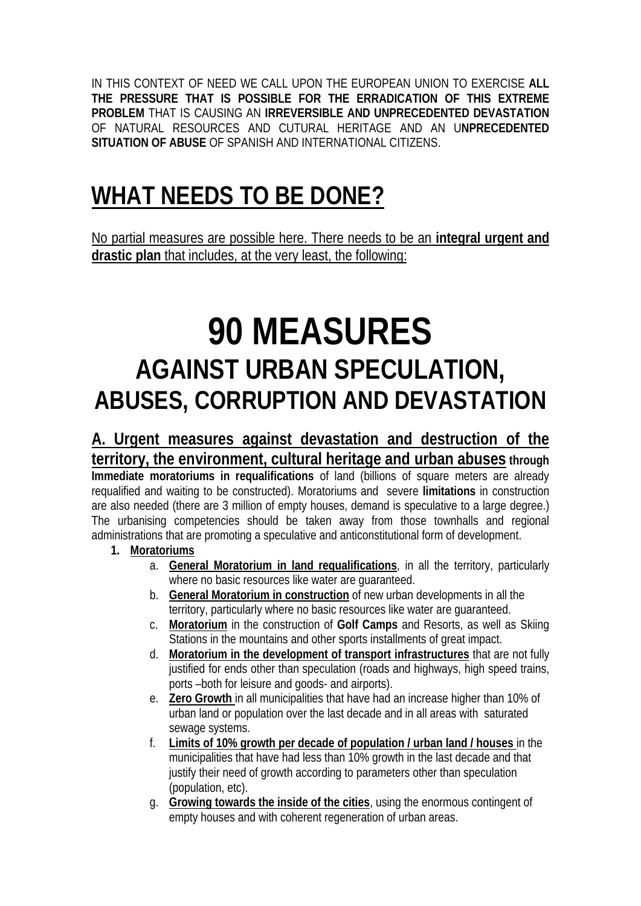IN THIS CONTEXT OF NEED WE CALL UPON THE EUROPEAN UNION TO EXERCISE **ALL THE PRESSURE THAT IS POSSIBLE FOR THE ERRADICATION OF THIS EXTREME PROBLEM** THAT IS CAUSING AN **IRREVERSIBLE AND UNPRECEDENTED DEVASTATION** OF NATURAL RESOURCES AND CUTURAL HERITAGE AND AN U**NPRECEDENTED SITUATION OF ABUSE** OF SPANISH AND INTERNATIONAL CITIZENS.

# WHAT NEEDS TO BE DONE?

No partial measures are possible here. There needs to be an **integral urgent and drastic plan** that includes, at the very least, the following:

# 90 MEASURES

## AGAINST URBAN SPECULATION, ABUSES, CORRUPTION AND DEVASTATION

**A. Urgent measures against devastation and destruction of the territory, the environment, cultural heritage and urban abuses through Immediate moratoriums in requalifications** of land (billions of square meters are already requalified and waiting to be constructed). Moratoriums and severe **limitations** in construction are also needed (there are 3 million of empty houses, demand is speculative to a large degree.) The urbanising competencies should be taken away from those townhalls and regional administrations that are promoting a speculative and anticonstitutional form of development.

1. **Moratoriums**
   a. **General Moratorium in land requalifications**, in all the territory, particularly where no basic resources like water are guaranteed.
   b. **General Moratorium in construction** of new urban developments in all the territory, particularly where no basic resources like water are guaranteed.
   c. **Moratorium** in the construction of **Golf Camps** and Resorts, as well as Skiing Stations in the mountains and other sports installments of great impact.
   d. **Moratorium in the development of transport infrastructures** that are not fully justified for ends other than speculation (roads and highways, high speed trains, ports –both for leisure and goods- and airports).
   e. **Zero Growth** in all municipalities that have had an increase higher than 10% of urban land or population over the last decade and in all areas with saturated sewage systems.
   f. **Limits of 10% growth per decade of population / urban land / houses** in the municipalities that have had less than 10% growth in the last decade and that justify their need of growth according to parameters other than speculation (population, etc).
   g. **Growing towards the inside of the cities**, using the enormous contingent of empty houses and with coherent regeneration of urban areas.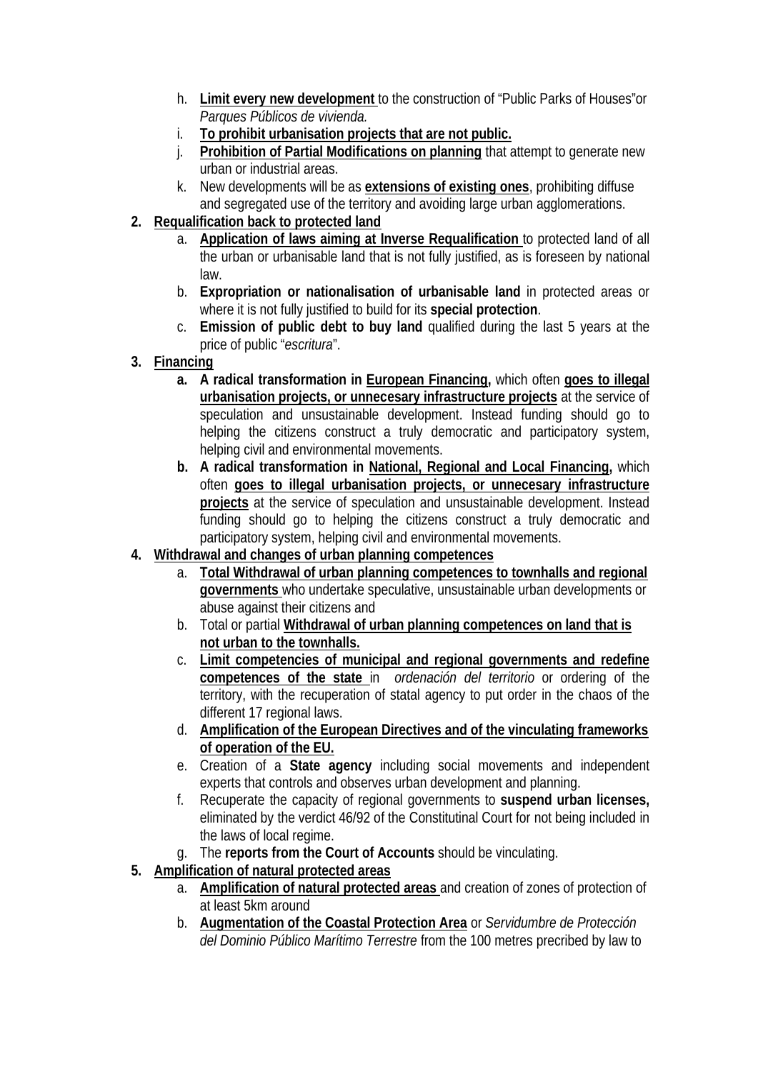h. **Limit every new development** to the construction of "Public Parks of Houses"or *Parques Públicos de vivienda.*
i. **To prohibit urbanisation projects that are not public.**
j. **Prohibition of Partial Modifications on planning** that attempt to generate new urban or industrial areas.
k. New developments will be as **extensions of existing ones**, prohibiting diffuse and segregated use of the territory and avoiding large urban agglomerations.

2. **Requalification back to protected land**
   a. **Application of laws aiming at Inverse Requalification** to protected land of all the urban or urbanisable land that is not fully justified, as is foreseen by national law.
   b. **Expropriation or nationalisation of urbanisable land** in protected areas or where it is not fully justified to build for its **special protection**.
   c. **Emission of public debt to buy land** qualified during the last 5 years at the price of public "*escritura*".
3. **Financing**
   a. **A radical transformation in European Financing,** which often **goes to illegal urbanisation projects, or unnecesary infrastructure projects** at the service of speculation and unsustainable development. Instead funding should go to helping the citizens construct a truly democratic and participatory system, helping civil and environmental movements.
   b. **A radical transformation in National, Regional and Local Financing,** which often **goes to illegal urbanisation projects, or unnecesary infrastructure projects** at the service of speculation and unsustainable development. Instead funding should go to helping the citizens construct a truly democratic and participatory system, helping civil and environmental movements.
4. **Withdrawal and changes of urban planning competences**
   a. **Total Withdrawal of urban planning competences to townhalls and regional governments** who undertake speculative, unsustainable urban developments or abuse against their citizens and
   b. Total or partial **Withdrawal of urban planning competences on land that is not urban to the townhalls.**
   c. **Limit competencies of municipal and regional governments and redefine competences of the state** in *ordenación del territorio* or ordering of the territory, with the recuperation of statal agency to put order in the chaos of the different 17 regional laws.
   d. **Amplification of the European Directives and of the vinculating frameworks of operation of the EU.**
   e. Creation of a **State agency** including social movements and independent experts that controls and observes urban development and planning.
   f. Recuperate the capacity of regional governments to **suspend urban licenses,** eliminated by the verdict 46/92 of the Constitutinal Court for not being included in the laws of local regime.
   g. The **reports from the Court of Accounts** should be vinculating.
5. **Amplification of natural protected areas**
   a. **Amplification of natural protected areas** and creation of zones of protection of at least 5km around
   b. **Augmentation of the Coastal Protection Area** or *Servidumbre de Protección del Dominio Público Marítimo Terrestre* from the 100 metres precribed by law to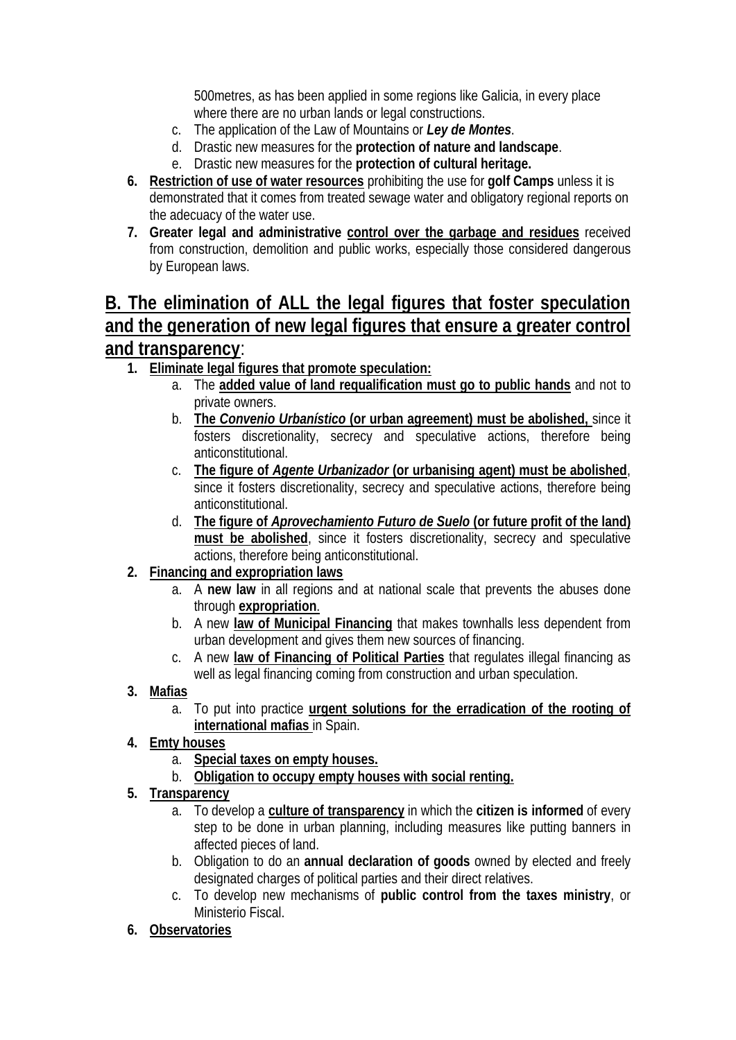500metres, as has been applied in some regions like Galicia, in every place where there are no urban lands or legal constructions.

   c. The application of the Law of Mountains or ***Ley de Montes***.
   d. Drastic new measures for the **protection of nature and landscape**.
   e. Drastic new measures for the **protection of cultural heritage.**

6. **Restriction of use of water resources** prohibiting the use for **golf Camps** unless it is demonstrated that it comes from treated sewage water and obligatory regional reports on the adecuacy of the water use.
7. **Greater legal and administrative control over the garbage and residues** received from construction, demolition and public works, especially those considered dangerous by European laws.

## B. The elimination of ALL the legal figures that foster speculation and the generation of new legal figures that ensure a greater control and transparency:

1. **Eliminate legal figures that promote speculation:**
   a. The **added value of land requalification must go to public hands** and not to private owners.
   b. **The *Convenio Urbanístico* (or urban agreement) must be abolished,** since it fosters discretionality, secrecy and speculative actions, therefore being anticonstitutional.
   c. **The figure of *Agente Urbanizador* (or urbanising agent) must be abolished**, since it fosters discretionality, secrecy and speculative actions, therefore being anticonstitutional.
   d. **The figure of *Aprovechamiento Futuro de Suelo* (or future profit of the land) must be abolished**, since it fosters discretionality, secrecy and speculative actions, therefore being anticonstitutional.
2. **Financing and expropriation laws**
   a. A **new law** in all regions and at national scale that prevents the abuses done through **expropriation**.
   b. A new **law of Municipal Financing** that makes townhalls less dependent from urban development and gives them new sources of financing.
   c. A new **law of Financing of Political Parties** that regulates illegal financing as well as legal financing coming from construction and urban speculation.
3. **Mafias**
   a. To put into practice **urgent solutions for the erradication of the rooting of international mafias** in Spain.
4. **Emty houses**
   a. **Special taxes on empty houses.**
   b. **Obligation to occupy empty houses with social renting.**
5. **Transparency**
   a. To develop a **culture of transparency** in which the **citizen is informed** of every step to be done in urban planning, including measures like putting banners in affected pieces of land.
   b. Obligation to do an **annual declaration of goods** owned by elected and freely designated charges of political parties and their direct relatives.
   c. To develop new mechanisms of **public control from the taxes ministry**, or Ministerio Fiscal.
6. **Observatories**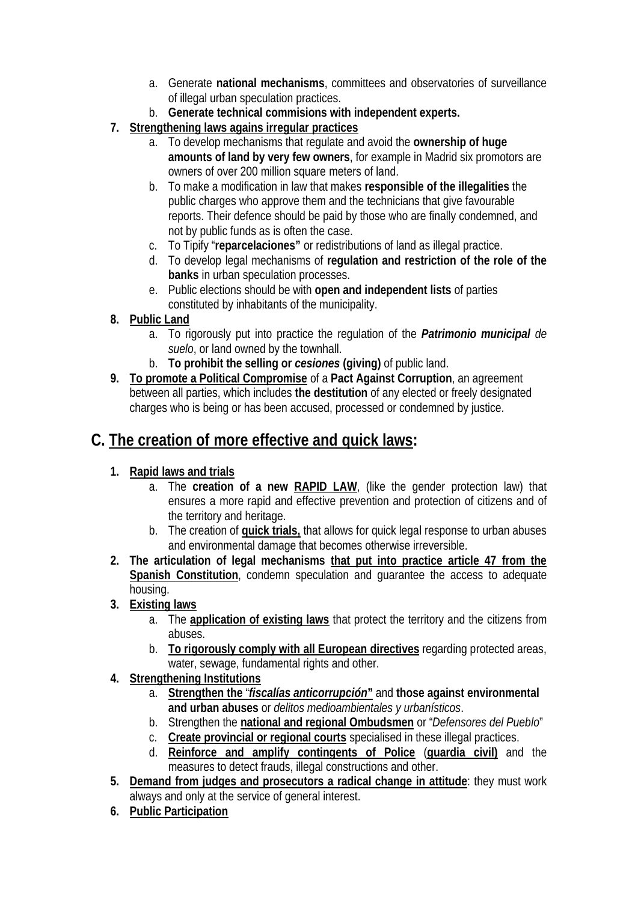a. Generate **national mechanisms**, committees and observatories of surveillance of illegal urban speculation practices.
   b. **Generate technical commisions with independent experts.**

7. **Strengthening laws agains irregular practices**
   a. To develop mechanisms that regulate and avoid the **ownership of huge amounts of land by very few owners**, for example in Madrid six promotors are owners of over 200 million square meters of land.
   b. To make a modification in law that makes **responsible of the illegalities** the public charges who approve them and the technicians that give favourable reports. Their defence should be paid by those who are finally condemned, and not by public funds as is often the case.
   c. To Tipify "**reparcelaciones"** or redistributions of land as illegal practice.
   d. To develop legal mechanisms of **regulation and restriction of the role of the banks** in urban speculation processes.
   e. Public elections should be with **open and independent lists** of parties constituted by inhabitants of the municipality.

8. **Public Land**
   a. To rigorously put into practice the regulation of the ***Patrimonio municipal** de suelo*, or land owned by the townhall.
   b. **To prohibit the selling or *cesiones* (giving)** of public land.

9. **To promote a Political Compromise** of a **Pact Against Corruption**, an agreement between all parties, which includes **the destitution** of any elected or freely designated charges who is being or has been accused, processed or condemned by justice.

## C. The creation of more effective and quick laws:

1. **Rapid laws and trials**
   a. The **creation of a new RAPID LAW**, (like the gender protection law) that ensures a more rapid and effective prevention and protection of citizens and of the territory and heritage.
   b. The creation of **quick trials,** that allows for quick legal response to urban abuses and environmental damage that becomes otherwise irreversible.

2. **The articulation of legal mechanisms that put into practice article 47 from the Spanish Constitution**, condemn speculation and guarantee the access to adequate housing.

3. **Existing laws**
   a. The **application of existing laws** that protect the territory and the citizens from abuses.
   b. **To rigorously comply with all European directives** regarding protected areas, water, sewage, fundamental rights and other.

4. **Strengthening Institutions**
   a. **Strengthen the "*fiscalías anticorrupción*"** and **those against environmental and urban abuses** or *delitos medioambientales y urbanísticos*.
   b. Strengthen the **national and regional Ombudsmen** or "*Defensores del Pueblo*"
   c. **Create provincial or regional courts** specialised in these illegal practices.
   d. **Reinforce and amplify contingents of Police** (**guardia civil)** and the measures to detect frauds, illegal constructions and other.

5. **Demand from judges and prosecutors a radical change in attitude**: they must work always and only at the service of general interest.

6. **Public Participation**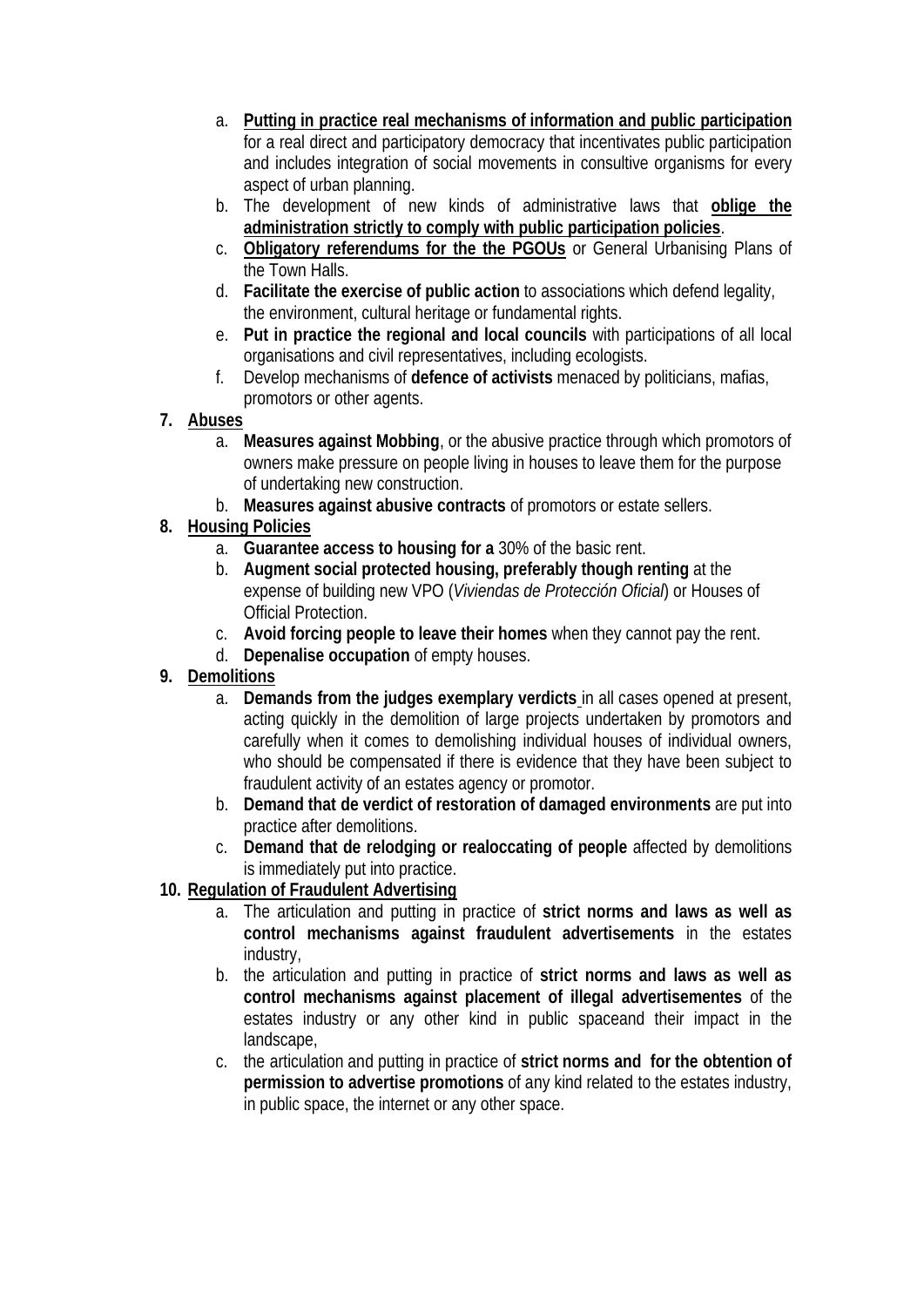a. **Putting in practice real mechanisms of information and public participation** for a real direct and participatory democracy that incentivates public participation and includes integration of social movements in consultive organisms for every aspect of urban planning.
   b. The development of new kinds of administrative laws that **oblige the administration strictly to comply with public participation policies**.
   c. **Obligatory referendums for the the PGOUs** or General Urbanising Plans of the Town Halls.
   d. **Facilitate the exercise of public action** to associations which defend legality, the environment, cultural heritage or fundamental rights.
   e. **Put in practice the regional and local councils** with participations of all local organisations and civil representatives, including ecologists.
   f. Develop mechanisms of **defence of activists** menaced by politicians, mafias, promotors or other agents.

7. **Abuses**
   a. **Measures against Mobbing**, or the abusive practice through which promotors of owners make pressure on people living in houses to leave them for the purpose of undertaking new construction.
   b. **Measures against abusive contracts** of promotors or estate sellers.

8. **Housing Policies**
   a. **Guarantee access to housing for a** 30% of the basic rent.
   b. **Augment social protected housing, preferably though renting** at the expense of building new VPO (*Viviendas de Protección Oficial*) or Houses of Official Protection.
   c. **Avoid forcing people to leave their homes** when they cannot pay the rent.
   d. **Depenalise occupation** of empty houses.

9. **Demolitions**
   a. **Demands from the judges exemplary verdicts** in all cases opened at present, acting quickly in the demolition of large projects undertaken by promotors and carefully when it comes to demolishing individual houses of individual owners, who should be compensated if there is evidence that they have been subject to fraudulent activity of an estates agency or promotor.
   b. **Demand that de verdict of restoration of damaged environments** are put into practice after demolitions.
   c. **Demand that de relodging or realoccating of people** affected by demolitions is immediately put into practice.

10. **Regulation of Fraudulent Advertising**
   a. The articulation and putting in practice of **strict norms and laws as well as control mechanisms against fraudulent advertisements** in the estates industry,
   b. the articulation and putting in practice of **strict norms and laws as well as control mechanisms against placement of illegal advertisementes** of the estates industry or any other kind in public spaceand their impact in the landscape,
   c. the articulation and putting in practice of **strict norms and for the obtention of permission to advertise promotions** of any kind related to the estates industry, in public space, the internet or any other space.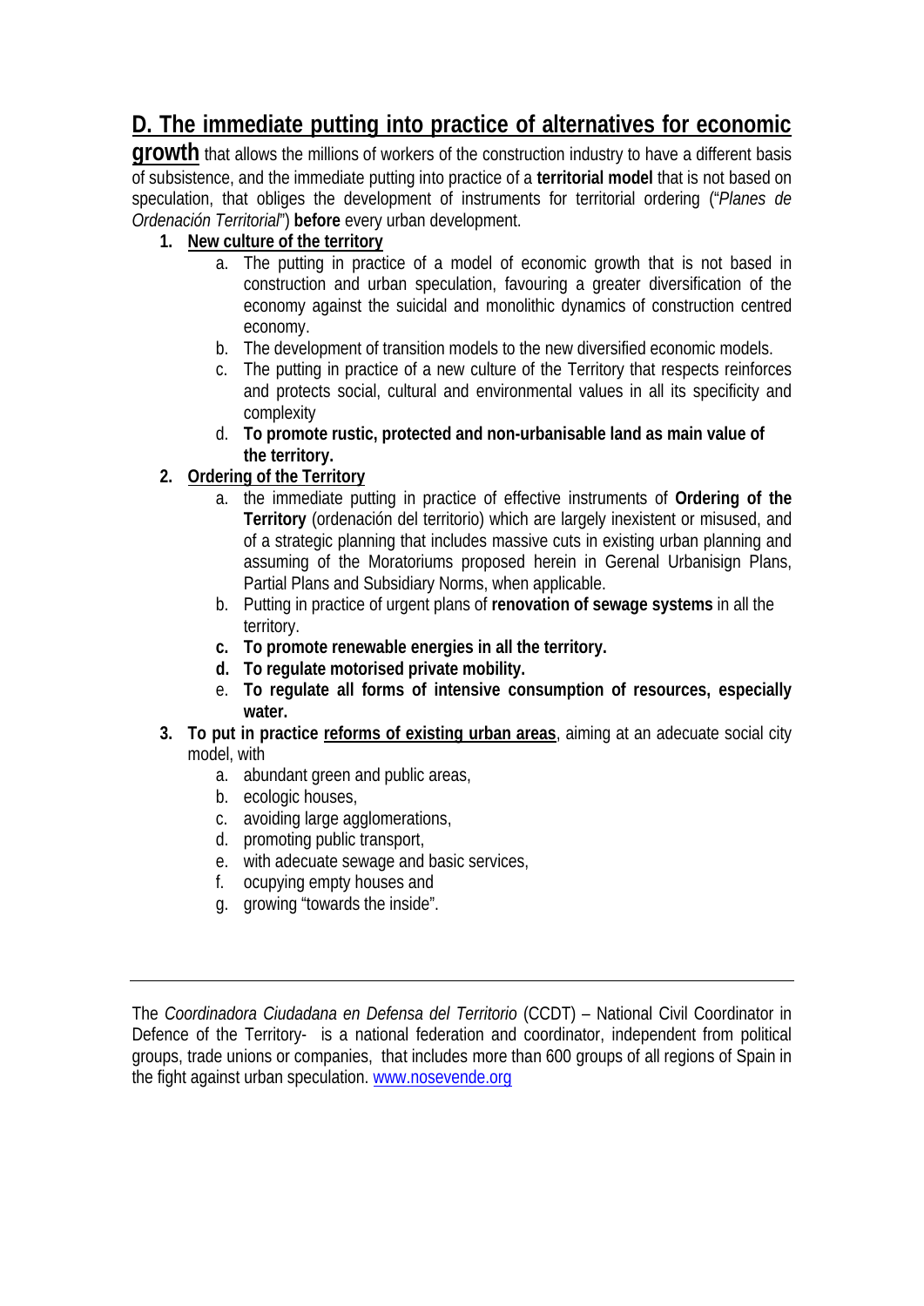**<u>D. The immediate putting into practice of alternatives for economic growth</u>** that allows the millions of workers of the construction industry to have a different basis of subsistence, and the immediate putting into practice of a **territorial model** that is not based on speculation, that obliges the development of instruments for territorial ordering ("*Planes de Ordenación Territorial*") **before** every urban development.

1. **<u>New culture of the territory</u>**
   a. The putting in practice of a model of economic growth that is not based in construction and urban speculation, favouring a greater diversification of the economy against the suicidal and monolithic dynamics of construction centred economy.
   b. The development of transition models to the new diversified economic models.
   c. The putting in practice of a new culture of the Territory that respects reinforces and protects social, cultural and environmental values in all its specificity and complexity
   d. **To promote rustic, protected and non-urbanisable land as main value of the territory.**
2. **<u>Ordering of the Territory</u>**
   a. the immediate putting in practice of effective instruments of **Ordering of the Territory** (ordenación del territorio) which are largely inexistent or misused, and of a strategic planning that includes massive cuts in existing urban planning and assuming of the Moratoriums proposed herein in Gerenal Urbanisign Plans, Partial Plans and Subsidiary Norms, when applicable.
   b. Putting in practice of urgent plans of **renovation of sewage systems** in all the territory.
   c. **To promote renewable energies in all the territory.**
   d. **To regulate motorised private mobility.**
   e. **To regulate all forms of intensive consumption of resources, especially water.**
3. **To put in practice <u>reforms of existing urban areas</u>**, aiming at an adecuate social city model, with
   a. abundant green and public areas,
   b. ecologic houses,
   c. avoiding large agglomerations,
   d. promoting public transport,
   e. with adecuate sewage and basic services,
   f. ocupying empty houses and
   g. growing "towards the inside".

---

The *Coordinadora Ciudadana en Defensa del Territorio* (CCDT) – National Civil Coordinator in Defence of the Territory- is a national federation and coordinator, independent from political groups, trade unions or companies, that includes more than 600 groups of all regions of Spain in the fight against urban speculation. [www.nosevende.org](http://www.nosevende.org)